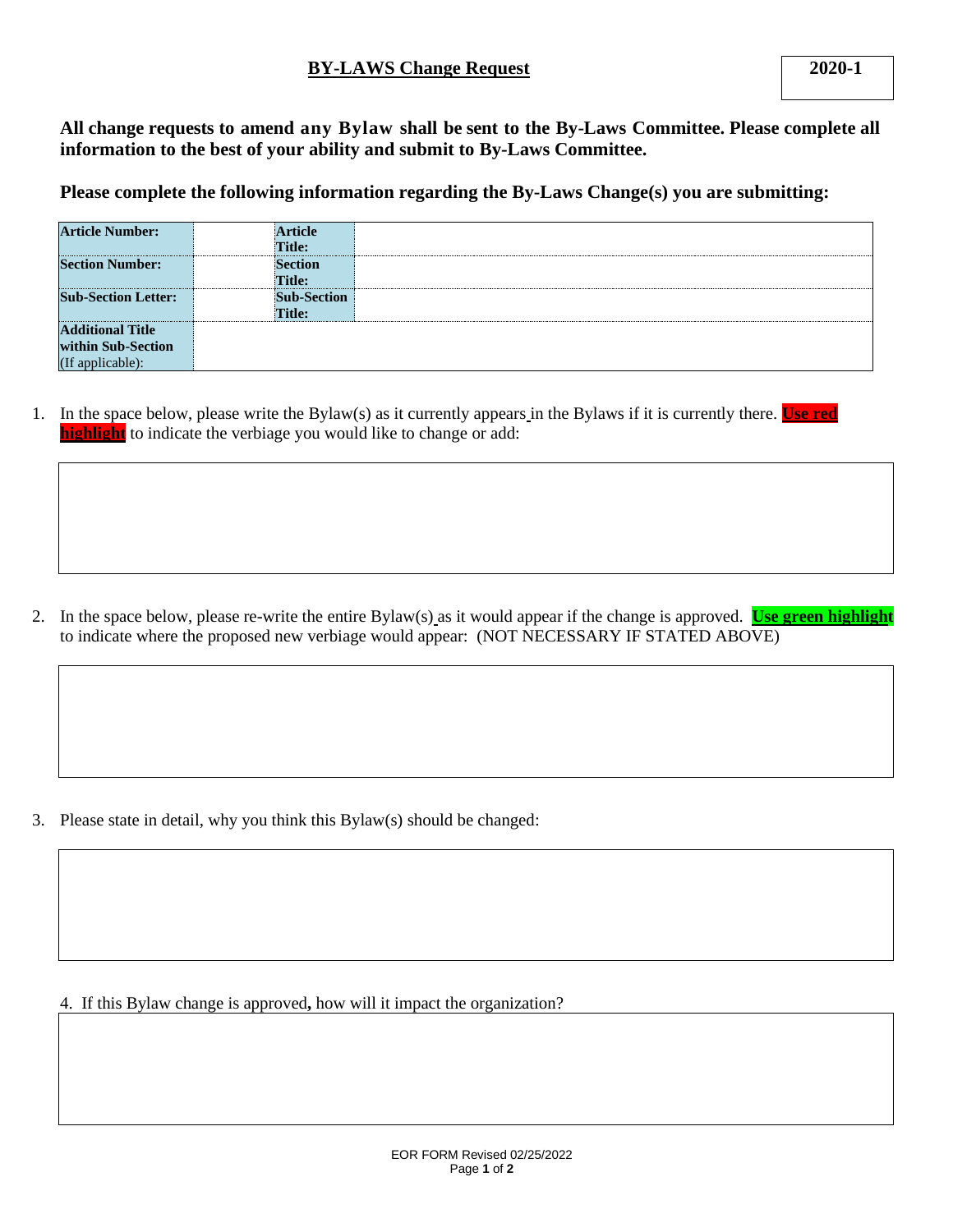## BY-LAWS Change Request

**2020-1**

**All change requests to amend any Bylaw shall be sent to the By-Laws Committee. Please complete all information to the best of your ability and submit to By-Laws Committee.**

**Please complete the following information regarding the By-Laws Change(s) you are submitting:**

| **Article Number:** | | **Article Title:** | |
|---|---|---|---|
| **Section Number:** | | **Section Title:** | |
| **Sub-Section Letter:** | | **Sub-Section Title:** | |
| **Additional Title within Sub-Section** (If applicable): | | | |

1. In the space below, please write the Bylaw(s) as it currently appears in the Bylaws if it is currently there. **Use red highlight** to indicate the verbiage you would like to change or add:

2. In the space below, please re-write the entire Bylaw(s) as it would appear if the change is approved. **Use green highlight** to indicate where the proposed new verbiage would appear: (NOT NECESSARY IF STATED ABOVE)

3. Please state in detail, why you think this Bylaw(s) should be changed:

4. If this Bylaw change is approved**,** how will it impact the organization?

EOR FORM Revised 02/25/2022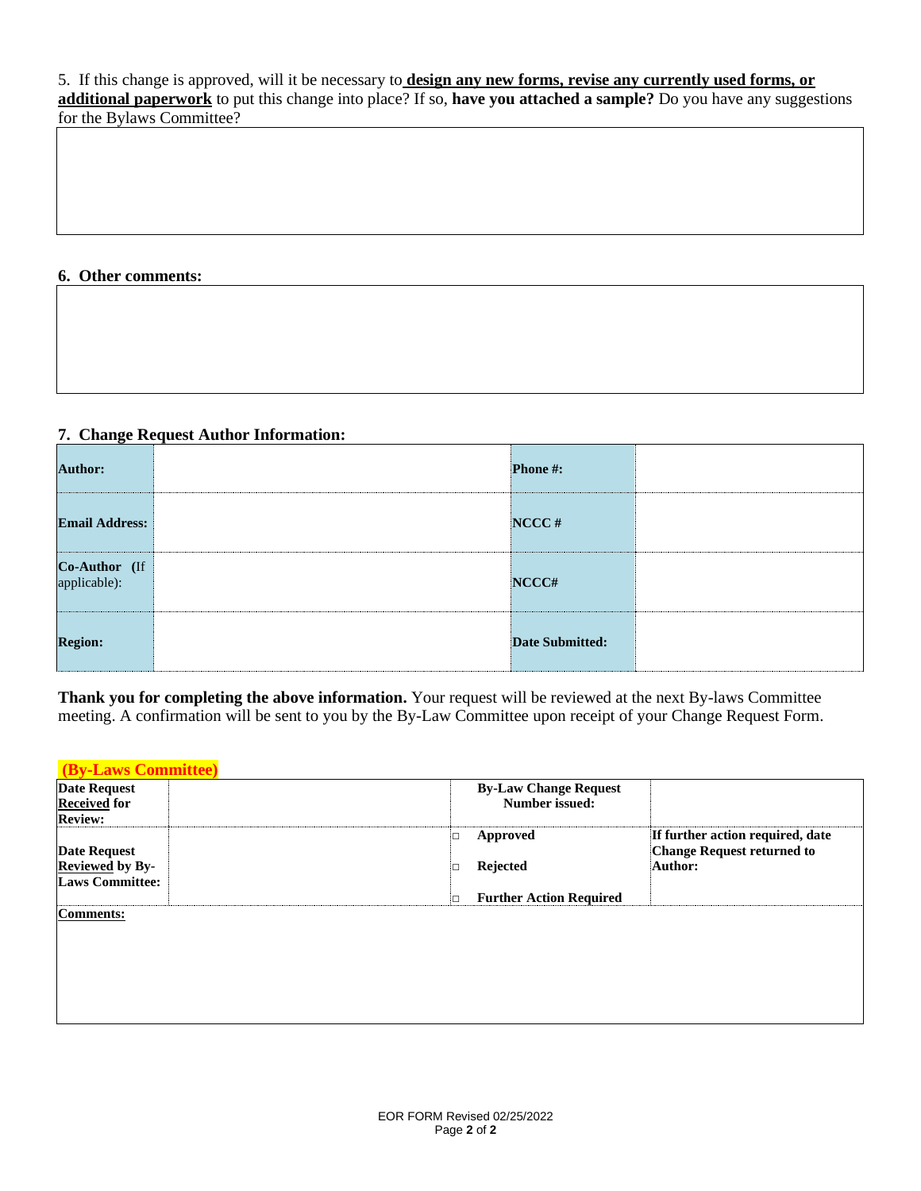5. If this change is approved, will it be necessary to **design any new forms, revise any currently used forms, or additional paperwork** to put this change into place? If so, **have you attached a sample?** Do you have any suggestions for the Bylaws Committee?

| |
|---|
| |

**6. Other comments:**

| |
|---|
| |

**7. Change Request Author Information:**

| | | | |
|---|---|---|---|
| **Author:** | | **Phone #:** | |
| **Email Address:** | | **NCCC #** | |
| **Co-Author** (If applicable): | | **NCCC#** | |
| **Region:** | | **Date Submitted:** | |

**Thank you for completing the above information.** Your request will be reviewed at the next By-laws Committee meeting. A confirmation will be sent to you by the By-Law Committee upon receipt of your Change Request Form.

**(By-Laws Committee)**

| | | | |
|---|---|---|---|
| **Date Request Received for Review:** | | **By-Law Change Request Number issued:** | |
| **Date Request Reviewed by By-Laws Committee:** | | □ **Approved**<br>□ **Rejected**<br>□ **Further Action Required** | **If further action required, date Change Request returned to Author:** |
| **Comments:** | | | |

EOR FORM Revised 02/25/2022